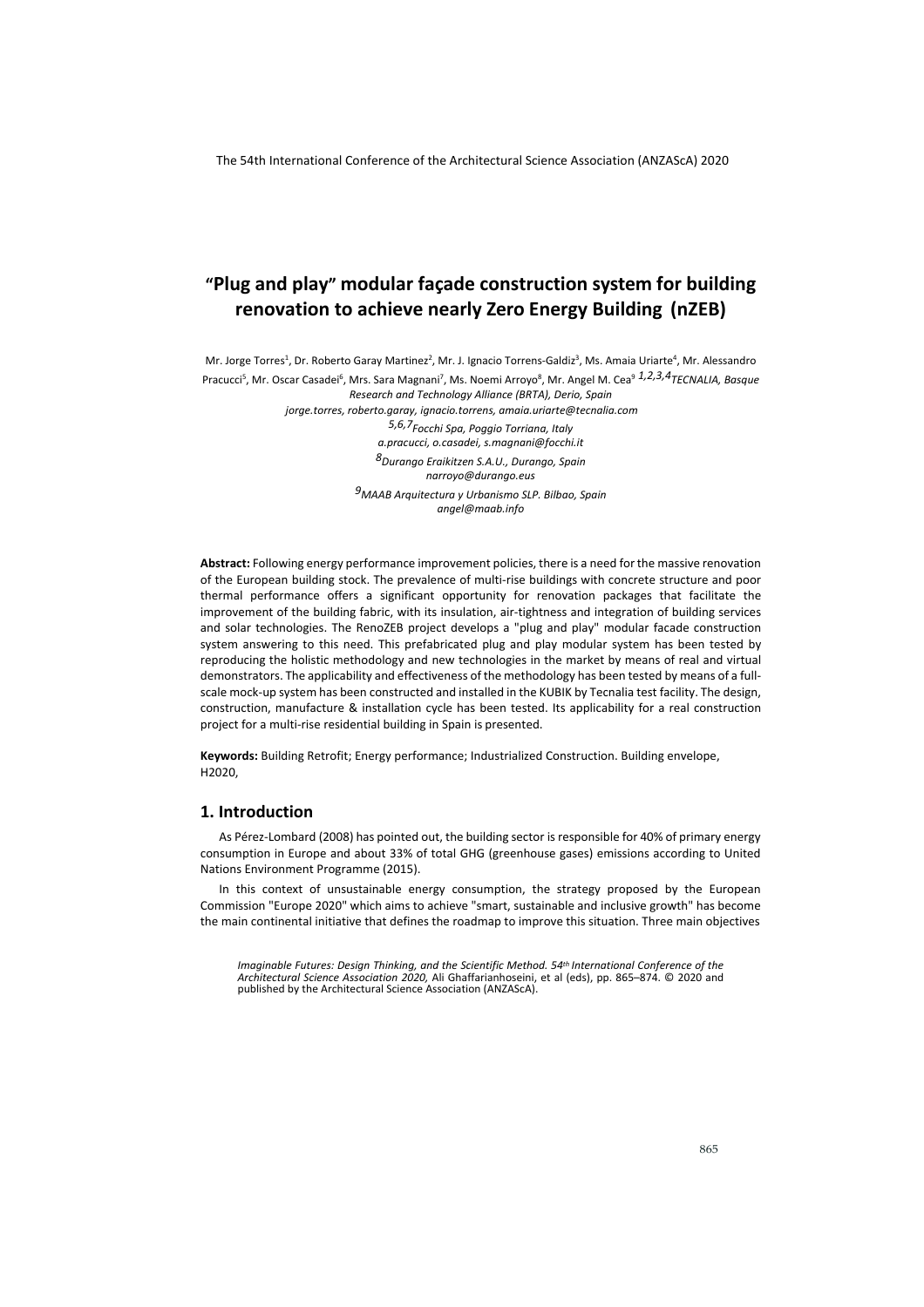# "Plug and play" modular façade construction system for building renovation to achieve nearly Zero Energy Building (nZEB)

Mr. Jorge Torres[1], Dr. Roberto Garay Martinez[2], Mr. J. Ignacio Torrens-Galdiz[3], Ms. Amaia Uriarte[4], Mr. Alessandro Pracucci[5], Mr. Oscar Casadei[6], Mrs. Sara Magnani[7], Ms. Noemi Arroyo[8], Mr. Angel M. Cea[9]

*[1,2,3,4]TECNALIA, Basque Research and Technology Alliance (BRTA), Derio, Spain*
*jorge.torres, roberto.garay, ignacio.torrens, amaia.uriarte@tecnalia.com*

*[5,6,7]Focchi Spa, Poggio Torriana, Italy*
*a.pracucci, o.casadei, s.magnani@focchi.it*

*[8]Durango Eraikitzen S.A.U., Durango, Spain*
*narroyo@durango.eus*

*[9]MAAB Arquitectura y Urbanismo SLP. Bilbao, Spain*
*angel@maab.info*

**Abstract:** Following energy performance improvement policies, there is a need for the massive renovation of the European building stock. The prevalence of multi-rise buildings with concrete structure and poor thermal performance offers a significant opportunity for renovation packages that facilitate the improvement of the building fabric, with its insulation, air-tightness and integration of building services and solar technologies. The RenoZEB project develops a "plug and play" modular facade construction system answering to this need. This prefabricated plug and play modular system has been tested by reproducing the holistic methodology and new technologies in the market by means of real and virtual demonstrators. The applicability and effectiveness of the methodology has been tested by means of a full-scale mock-up system has been constructed and installed in the KUBIK by Tecnalia test facility. The design, construction, manufacture & installation cycle has been tested. Its applicability for a real construction project for a multi-rise residential building in Spain is presented.

**Keywords:** Building Retrofit; Energy performance; Industrialized Construction. Building envelope, H2020,

## 1. Introduction

As Pérez-Lombard (2008) has pointed out, the building sector is responsible for 40% of primary energy consumption in Europe and about 33% of total GHG (greenhouse gases) emissions according to United Nations Environment Programme (2015).

In this context of unsustainable energy consumption, the strategy proposed by the European Commission "Europe 2020" which aims to achieve "smart, sustainable and inclusive growth" has become the main continental initiative that defines the roadmap to improve this situation. Three main objectives

*Imaginable Futures: Design Thinking, and the Scientific Method. 54th International Conference of the Architectural Science Association 2020,* Ali Ghaffarianhoseini, et al (eds), pp. 865–874. © 2020 and published by the Architectural Science Association (ANZAScA).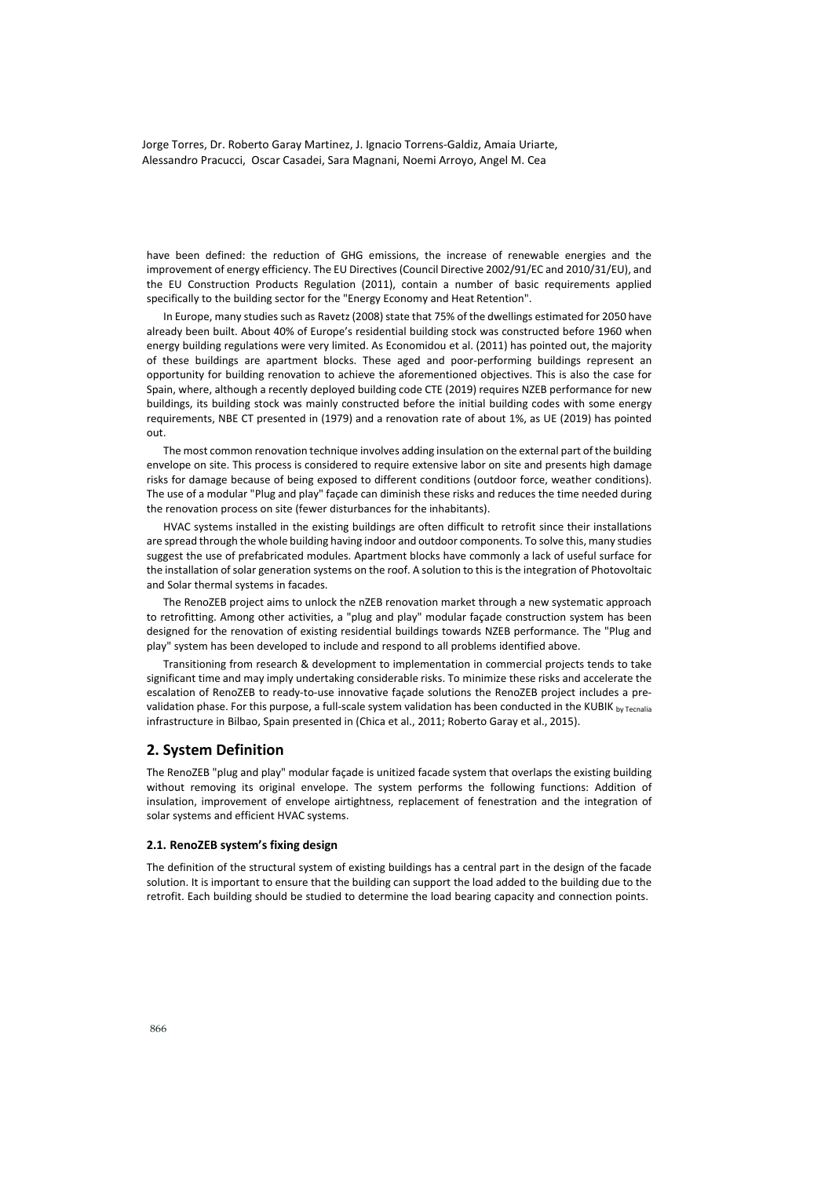have been defined: the reduction of GHG emissions, the increase of renewable energies and the improvement of energy efficiency. The EU Directives (Council Directive 2002/91/EC and 2010/31/EU), and the EU Construction Products Regulation (2011), contain a number of basic requirements applied specifically to the building sector for the "Energy Economy and Heat Retention".

In Europe, many studies such as Ravetz (2008) state that 75% of the dwellings estimated for 2050 have already been built. About 40% of Europe's residential building stock was constructed before 1960 when energy building regulations were very limited. As Economidou et al. (2011) has pointed out, the majority of these buildings are apartment blocks. These aged and poor-performing buildings represent an opportunity for building renovation to achieve the aforementioned objectives. This is also the case for Spain, where, although a recently deployed building code CTE (2019) requires NZEB performance for new buildings, its building stock was mainly constructed before the initial building codes with some energy requirements, NBE CT presented in (1979) and a renovation rate of about 1%, as UE (2019) has pointed out.

The most common renovation technique involves adding insulation on the external part of the building envelope on site. This process is considered to require extensive labor on site and presents high damage risks for damage because of being exposed to different conditions (outdoor force, weather conditions). The use of a modular "Plug and play" façade can diminish these risks and reduces the time needed during the renovation process on site (fewer disturbances for the inhabitants).

HVAC systems installed in the existing buildings are often difficult to retrofit since their installations are spread through the whole building having indoor and outdoor components. To solve this, many studies suggest the use of prefabricated modules. Apartment blocks have commonly a lack of useful surface for the installation of solar generation systems on the roof. A solution to this is the integration of Photovoltaic and Solar thermal systems in facades.

The RenoZEB project aims to unlock the nZEB renovation market through a new systematic approach to retrofitting. Among other activities, a "plug and play" modular façade construction system has been designed for the renovation of existing residential buildings towards NZEB performance. The "Plug and play" system has been developed to include and respond to all problems identified above.

Transitioning from research & development to implementation in commercial projects tends to take significant time and may imply undertaking considerable risks. To minimize these risks and accelerate the escalation of RenoZEB to ready-to-use innovative façade solutions the RenoZEB project includes a pre-validation phase. For this purpose, a full-scale system validation has been conducted in the KUBIK $_{\text{by Tecnalia}}$ infrastructure in Bilbao, Spain presented in (Chica et al., 2011; Roberto Garay et al., 2015).

## 2. System Definition

The RenoZEB "plug and play" modular façade is unitized facade system that overlaps the existing building without removing its original envelope. The system performs the following functions: Addition of insulation, improvement of envelope airtightness, replacement of fenestration and the integration of solar systems and efficient HVAC systems.

### 2.1. RenoZEB system's fixing design

The definition of the structural system of existing buildings has a central part in the design of the facade solution. It is important to ensure that the building can support the load added to the building due to the retrofit. Each building should be studied to determine the load bearing capacity and connection points.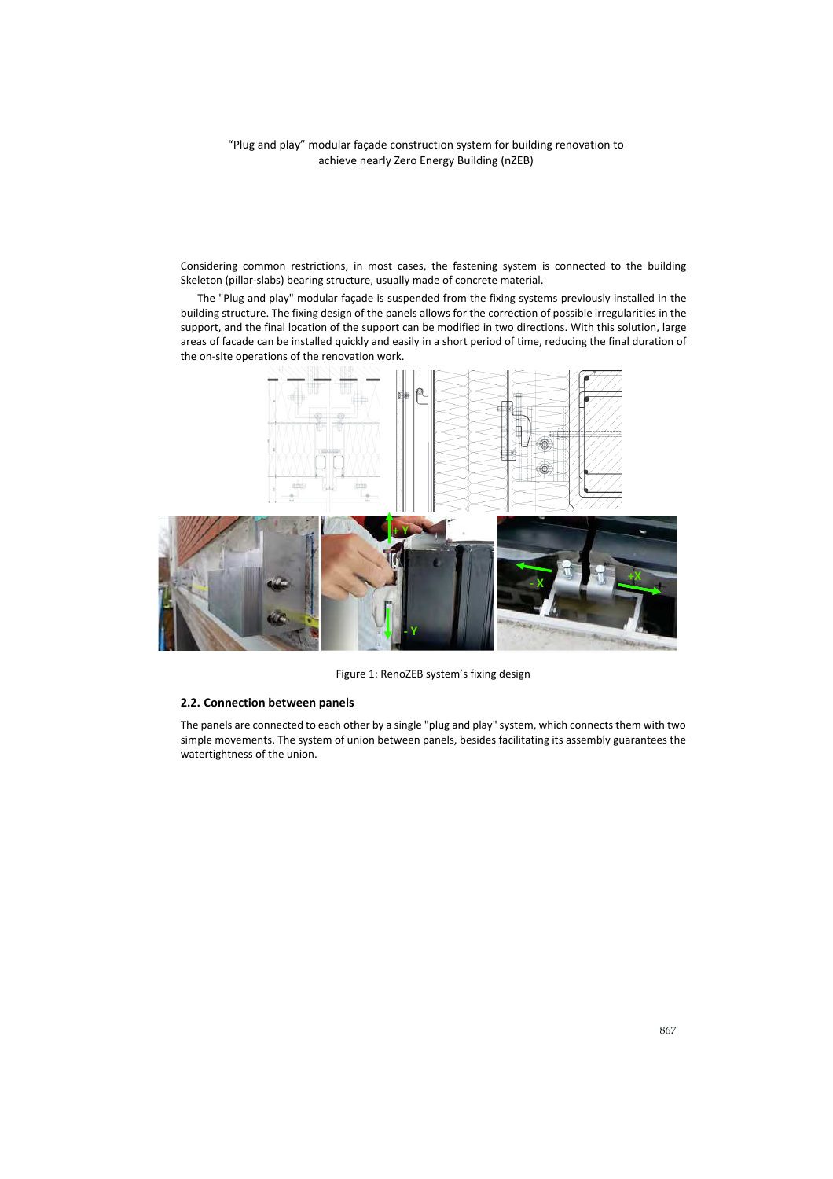Considering common restrictions, in most cases, the fastening system is connected to the building Skeleton (pillar-slabs) bearing structure, usually made of concrete material.

The "Plug and play" modular façade is suspended from the fixing systems previously installed in the building structure. The fixing design of the panels allows for the correction of possible irregularities in the support, and the final location of the support can be modified in two directions. With this solution, large areas of facade can be installed quickly and easily in a short period of time, reducing the final duration of the on-site operations of the renovation work.

Figure 1: RenoZEB system's fixing design

### 2.2. Connection between panels

The panels are connected to each other by a single "plug and play" system, which connects them with two simple movements. The system of union between panels, besides facilitating its assembly guarantees the watertightness of the union.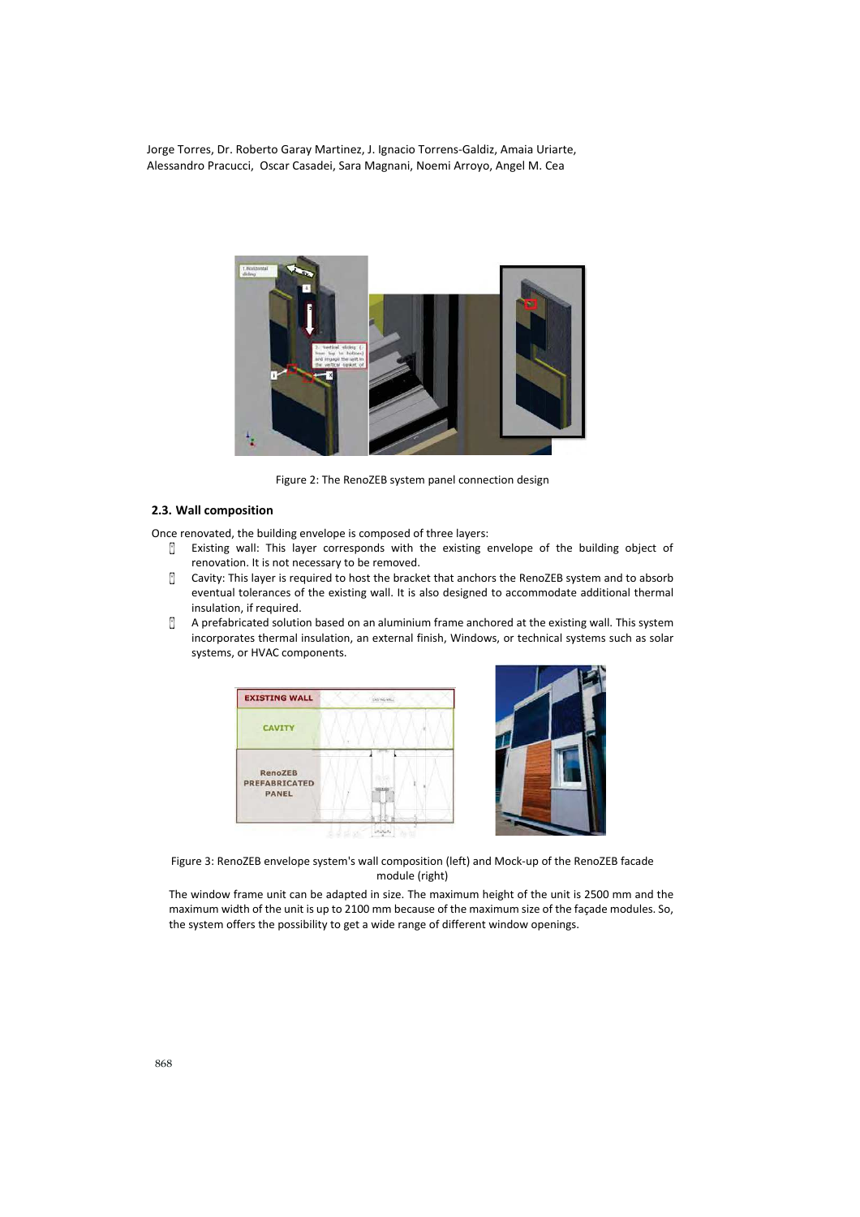Figure 2: The RenoZEB system panel connection design

## 2.3. Wall composition

Once renovated, the building envelope is composed of three layers:

- Existing wall: This layer corresponds with the existing envelope of the building object of renovation. It is not necessary to be removed.
- Cavity: This layer is required to host the bracket that anchors the RenoZEB system and to absorb eventual tolerances of the existing wall. It is also designed to accommodate additional thermal insulation, if required.
- A prefabricated solution based on an aluminium frame anchored at the existing wall. This system incorporates thermal insulation, an external finish, Windows, or technical systems such as solar systems, or HVAC components.

Figure 3: RenoZEB envelope system's wall composition (left) and Mock-up of the RenoZEB facade module (right)

The window frame unit can be adapted in size. The maximum height of the unit is 2500 mm and the maximum width of the unit is up to 2100 mm because of the maximum size of the façade modules. So, the system offers the possibility to get a wide range of different window openings.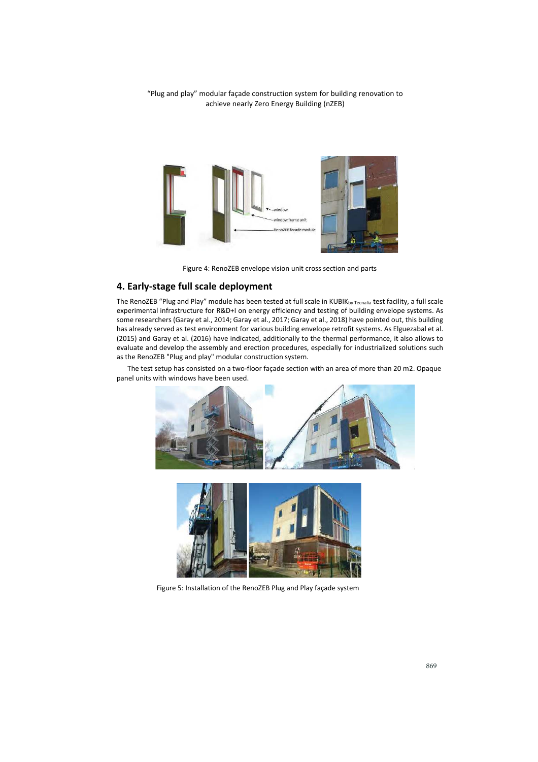Figure 4: RenoZEB envelope vision unit cross section and parts

## 4. Early-stage full scale deployment

The RenoZEB “Plug and Play” module has been tested at full scale in KUBIK$_{\text{by Tecnalia}}$ test facility, a full scale experimental infrastructure for R&D+I on energy efficiency and testing of building envelope systems. As some researchers (Garay et al., 2014; Garay et al., 2017; Garay et al., 2018) have pointed out, this building has already served as test environment for various building envelope retrofit systems. As Elguezabal et al. (2015) and Garay et al. (2016) have indicated, additionally to the thermal performance, it also allows to evaluate and develop the assembly and erection procedures, especially for industrialized solutions such as the RenoZEB "Plug and play" modular construction system.

The test setup has consisted on a two-floor façade section with an area of more than 20 m2. Opaque panel units with windows have been used.

Figure 5: Installation of the RenoZEB Plug and Play façade system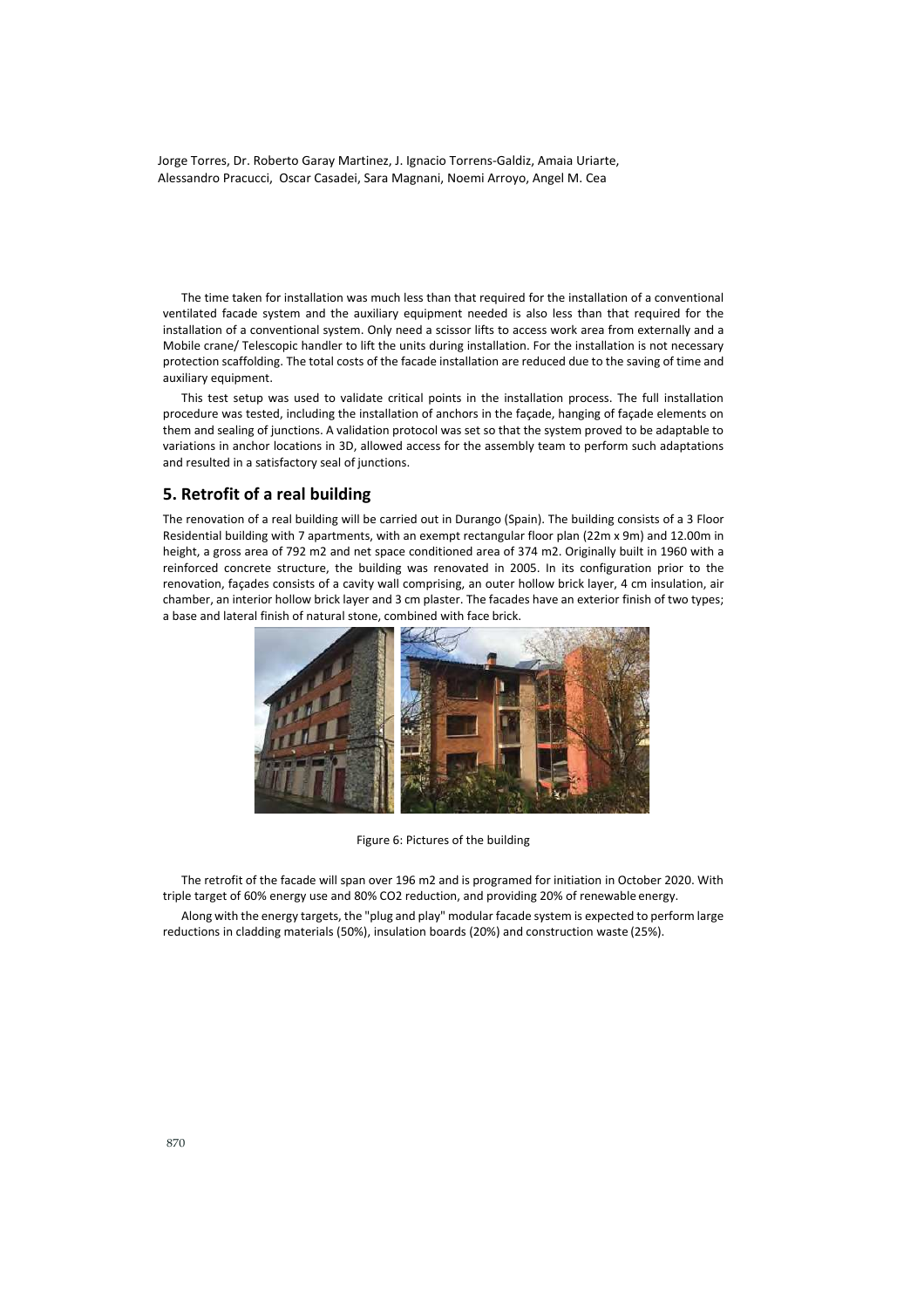The time taken for installation was much less than that required for the installation of a conventional ventilated facade system and the auxiliary equipment needed is also less than that required for the installation of a conventional system. Only need a scissor lifts to access work area from externally and a Mobile crane/ Telescopic handler to lift the units during installation. For the installation is not necessary protection scaffolding. The total costs of the facade installation are reduced due to the saving of time and auxiliary equipment.

This test setup was used to validate critical points in the installation process. The full installation procedure was tested, including the installation of anchors in the façade, hanging of façade elements on them and sealing of junctions. A validation protocol was set so that the system proved to be adaptable to variations in anchor locations in 3D, allowed access for the assembly team to perform such adaptations and resulted in a satisfactory seal of junctions.

## 5. Retrofit of a real building

The renovation of a real building will be carried out in Durango (Spain). The building consists of a 3 Floor Residential building with 7 apartments, with an exempt rectangular floor plan (22m x 9m) and 12.00m in height, a gross area of 792 m2 and net space conditioned area of 374 m2. Originally built in 1960 with a reinforced concrete structure, the building was renovated in 2005. In its configuration prior to the renovation, façades consists of a cavity wall comprising, an outer hollow brick layer, 4 cm insulation, air chamber, an interior hollow brick layer and 3 cm plaster. The facades have an exterior finish of two types; a base and lateral finish of natural stone, combined with face brick.

Figure 6: Pictures of the building

The retrofit of the facade will span over 196 m2 and is programed for initiation in October 2020. With triple target of 60% energy use and 80% CO2 reduction, and providing 20% of renewable energy.

Along with the energy targets, the "plug and play" modular facade system is expected to perform large reductions in cladding materials (50%), insulation boards (20%) and construction waste (25%).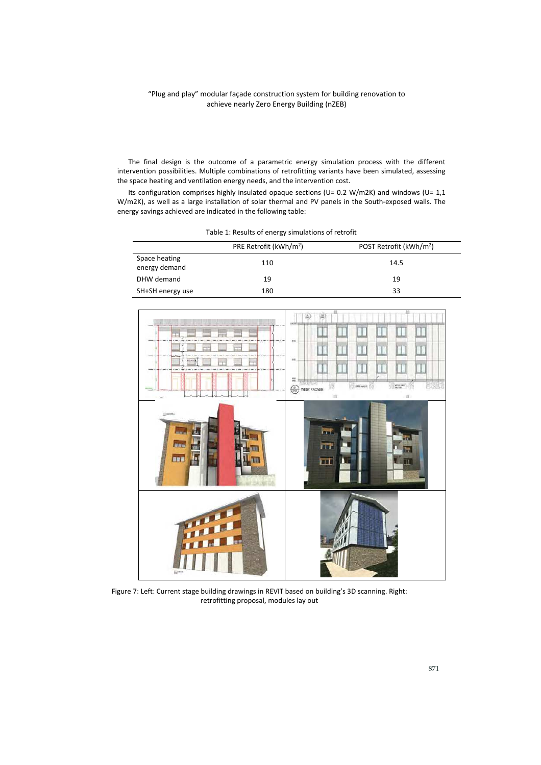The final design is the outcome of a parametric energy simulation process with the different intervention possibilities. Multiple combinations of retrofitting variants have been simulated, assessing the space heating and ventilation energy needs, and the intervention cost.

Its configuration comprises highly insulated opaque sections (U= 0.2 W/m2K) and windows (U= 1,1 W/m2K), as well as a large installation of solar thermal and PV panels in the South-exposed walls. The energy savings achieved are indicated in the following table:

Table 1: Results of energy simulations of retrofit

| | PRE Retrofit (kWh/m$^2$) | POST Retrofit (kWh/m$^2$) |
|---|---|---|
| Space heating energy demand | 110 | 14.5 |
| DHW demand | 19 | 19 |
| SH+SH energy use | 180 | 33 |

Figure 7: Left: Current stage building drawings in REVIT based on building's 3D scanning. Right: retrofitting proposal, modules lay out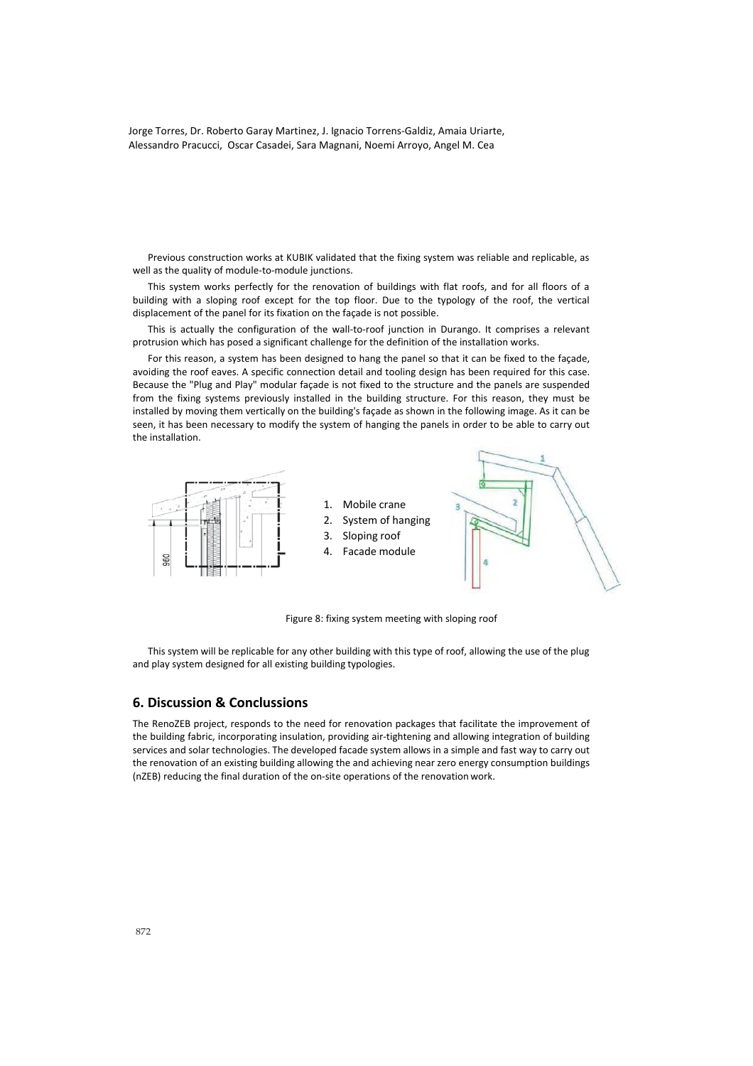Previous construction works at KUBIK validated that the fixing system was reliable and replicable, as well as the quality of module-to-module junctions.

This system works perfectly for the renovation of buildings with flat roofs, and for all floors of a building with a sloping roof except for the top floor. Due to the typology of the roof, the vertical displacement of the panel for its fixation on the façade is not possible.

This is actually the configuration of the wall-to-roof junction in Durango. It comprises a relevant protrusion which has posed a significant challenge for the definition of the installation works.

For this reason, a system has been designed to hang the panel so that it can be fixed to the façade, avoiding the roof eaves. A specific connection detail and tooling design has been required for this case. Because the "Plug and Play" modular façade is not fixed to the structure and the panels are suspended from the fixing systems previously installed in the building structure. For this reason, they must be installed by moving them vertically on the building's façade as shown in the following image. As it can be seen, it has been necessary to modify the system of hanging the panels in order to be able to carry out the installation.

1. Mobile crane
2. System of hanging
3. Sloping roof
4. Facade module

Figure 8: fixing system meeting with sloping roof

This system will be replicable for any other building with this type of roof, allowing the use of the plug and play system designed for all existing building typologies.

## 6. Discussion & Conclussions

The RenoZEB project, responds to the need for renovation packages that facilitate the improvement of the building fabric, incorporating insulation, providing air-tightening and allowing integration of building services and solar technologies. The developed facade system allows in a simple and fast way to carry out the renovation of an existing building allowing the and achieving near zero energy consumption buildings (nZEB) reducing the final duration of the on-site operations of the renovation work.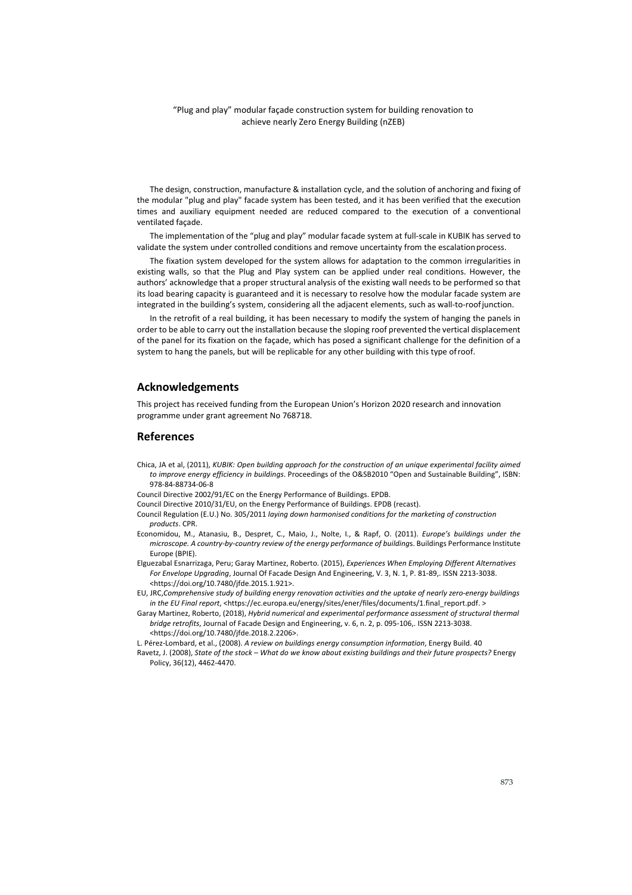The design, construction, manufacture & installation cycle, and the solution of anchoring and fixing of the modular "plug and play" facade system has been tested, and it has been verified that the execution times and auxiliary equipment needed are reduced compared to the execution of a conventional ventilated façade.

The implementation of the "plug and play" modular facade system at full-scale in KUBIK has served to validate the system under controlled conditions and remove uncertainty from the escalation process.

The fixation system developed for the system allows for adaptation to the common irregularities in existing walls, so that the Plug and Play system can be applied under real conditions. However, the authors' acknowledge that a proper structural analysis of the existing wall needs to be performed so that its load bearing capacity is guaranteed and it is necessary to resolve how the modular facade system are integrated in the building's system, considering all the adjacent elements, such as wall-to-roof junction.

In the retrofit of a real building, it has been necessary to modify the system of hanging the panels in order to be able to carry out the installation because the sloping roof prevented the vertical displacement of the panel for its fixation on the façade, which has posed a significant challenge for the definition of a system to hang the panels, but will be replicable for any other building with this type of roof.

## Acknowledgements

This project has received funding from the European Union's Horizon 2020 research and innovation programme under grant agreement No 768718.

## References

Chica, JA et al, (2011), *KUBIK: Open building approach for the construction of an unique experimental facility aimed to improve energy efficiency in buildings*. Proceedings of the O&SB2010 "Open and Sustainable Building", ISBN: 978-84-88734-06-8

Council Directive 2002/91/EC on the Energy Performance of Buildings. EPDB.

Council Directive 2010/31/EU, on the Energy Performance of Buildings. EPDB (recast).

Council Regulation (E.U.) No. 305/2011 *laying down harmonised conditions for the marketing of construction products*. CPR.

Economidou, M., Atanasiu, B., Despret, C., Maio, J., Nolte, I., & Rapf, O. (2011). *Europe's buildings under the microscope. A country-by-country review of the energy performance of building*s. Buildings Performance Institute Europe (BPIE).

Elguezabal Esnarrizaga, Peru; Garay Martinez, Roberto. (2015), *Experiences When Employing Different Alternatives For Envelope Upgrading*, Journal Of Facade Design And Engineering, V. 3, N. 1, P. 81-89,. ISSN 2213-3038. <https://doi.org/10.7480/jfde.2015.1.921>.

EU, JRC,*Comprehensive study of building energy renovation activities and the uptake of nearly zero-energy buildings in the EU Final report*, <https://ec.europa.eu/energy/sites/ener/files/documents/1.final_report.pdf. >

Garay Martinez, Roberto, (2018), *Hybrid numerical and experimental performance assessment of structural thermal bridge retrofits*, Journal of Facade Design and Engineering, v. 6, n. 2, p. 095-106,. ISSN 2213-3038. <https://doi.org/10.7480/jfde.2018.2.2206>.

L. Pérez-Lombard, et al., (2008). *A review on buildings energy consumption information*, Energy Build. 40

Ravetz, J. (2008), *State of the stock – What do we know about existing buildings and their future prospects?* Energy Policy, 36(12), 4462-4470.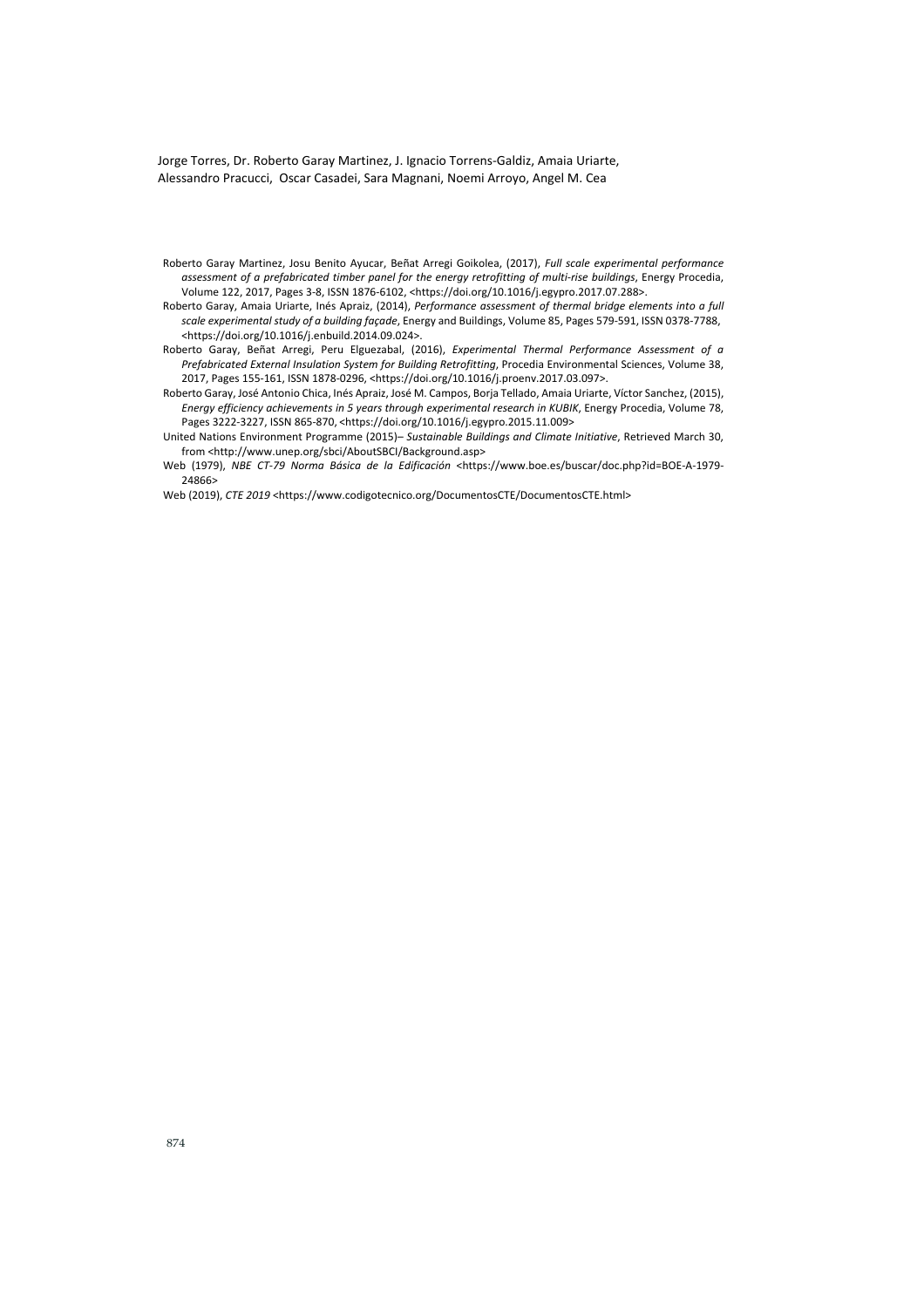Roberto Garay Martinez, Josu Benito Ayucar, Beñat Arregi Goikolea, (2017), *Full scale experimental performance assessment of a prefabricated timber panel for the energy retrofitting of multi-rise buildings*, Energy Procedia, Volume 122, 2017, Pages 3-8, ISSN 1876-6102, <https://doi.org/10.1016/j.egypro.2017.07.288>.

Roberto Garay, Amaia Uriarte, Inés Apraiz, (2014), *Performance assessment of thermal bridge elements into a full scale experimental study of a building façade*, Energy and Buildings, Volume 85, Pages 579-591, ISSN 0378-7788, <https://doi.org/10.1016/j.enbuild.2014.09.024>.

Roberto Garay, Beñat Arregi, Peru Elguezabal, (2016), *Experimental Thermal Performance Assessment of a Prefabricated External Insulation System for Building Retrofitting*, Procedia Environmental Sciences, Volume 38, 2017, Pages 155-161, ISSN 1878-0296, <https://doi.org/10.1016/j.proenv.2017.03.097>.

Roberto Garay, José Antonio Chica, Inés Apraiz, José M. Campos, Borja Tellado, Amaia Uriarte, Víctor Sanchez, (2015), *Energy efficiency achievements in 5 years through experimental research in KUBIK*, Energy Procedia, Volume 78, Pages 3222-3227, ISSN 865-870, <https://doi.org/10.1016/j.egypro.2015.11.009>

United Nations Environment Programme (2015)– *Sustainable Buildings and Climate Initiative*, Retrieved March 30, from <http://www.unep.org/sbci/AboutSBCI/Background.asp>

Web (1979), *NBE CT-79 Norma Básica de la Edificación* <https://www.boe.es/buscar/doc.php?id=BOE-A-1979-24866>

Web (2019), *CTE 2019* <https://www.codigotecnico.org/DocumentosCTE/DocumentosCTE.html>